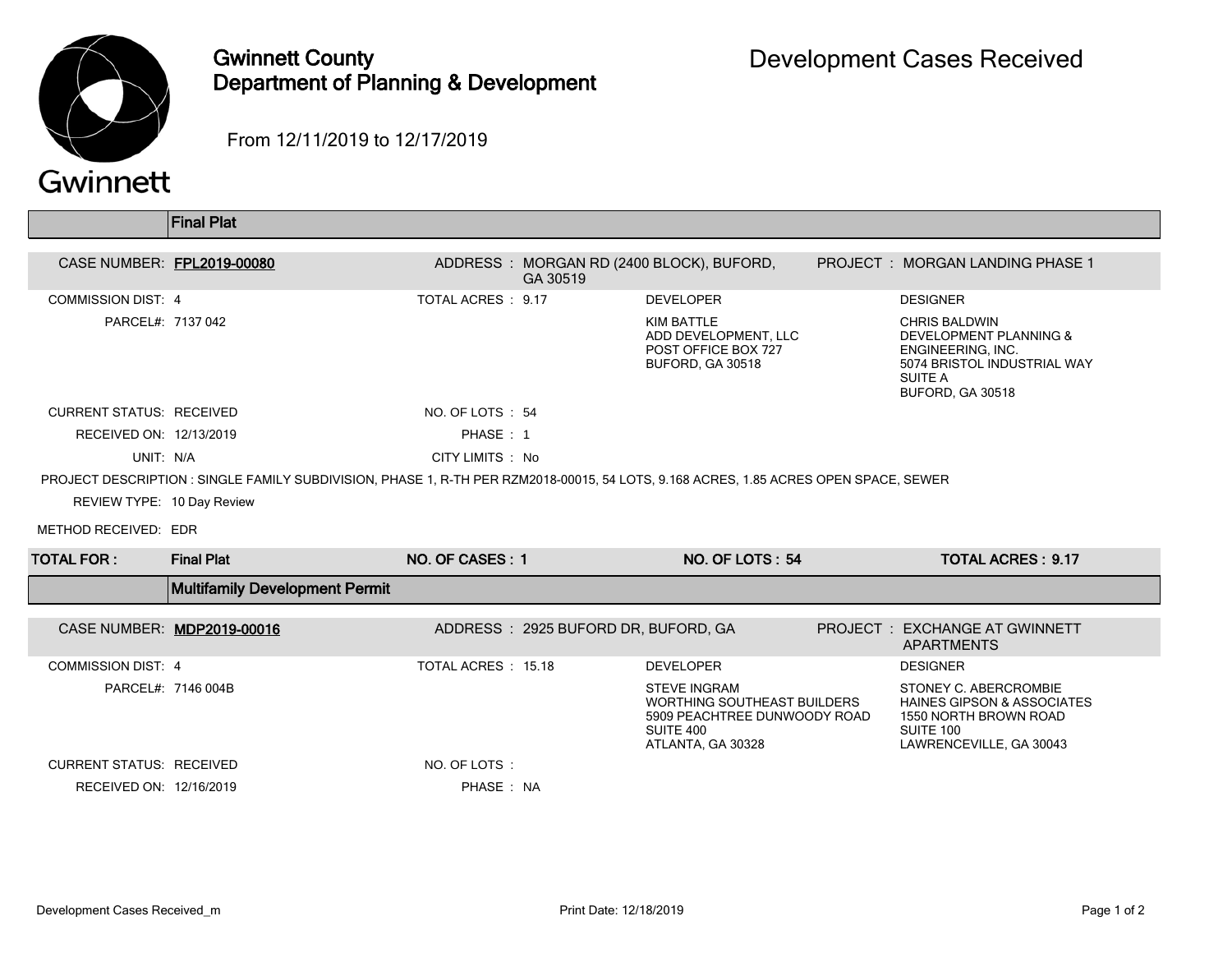# Gwinnett County Department of Planning & Development

## Development Cases Received

From 12/11/2019 to 12/17/2019

## Final Plat

**CASE NUMBER:** FPL2019-00080

**ADDRESS:** MORGAN RD (2400 BLOCK), BUFORD, GA 30519

**PROJECT:** MORGAN LANDING PHASE 1

**COMMISSION DIST:** 4

**TOTAL ACRES:** 9.17

**PARCEL#:** 7137 042

**DEVELOPER:**
KIM BATTLE
ADD DEVELOPMENT, LLC
POST OFFICE BOX 727
BUFORD, GA 30518

**DESIGNER:**
CHRIS BALDWIN
DEVELOPMENT PLANNING & ENGINEERING, INC.
5074 BRISTOL INDUSTRIAL WAY
SUITE A
BUFORD, GA 30518

**CURRENT STATUS:** RECEIVED

**NO. OF LOTS:** 54

**RECEIVED ON:** 12/13/2019

**PHASE:** 1

**UNIT:** N/A

**CITY LIMITS:** No

**PROJECT DESCRIPTION:** SINGLE FAMILY SUBDIVISION, PHASE 1, R-TH PER RZM2018-00015, 54 LOTS, 9.168 ACRES, 1.85 ACRES OPEN SPACE, SEWER

**REVIEW TYPE:** 10 Day Review

**METHOD RECEIVED:** EDR

| TOTAL FOR: | Final Plat | NO. OF CASES: 1 | NO. OF LOTS: 54 | TOTAL ACRES: 9.17 |
|---|---|---|---|---|

## Multifamily Development Permit

**CASE NUMBER:** MDP2019-00016

**ADDRESS:** 2925 BUFORD DR, BUFORD, GA

**PROJECT:** EXCHANGE AT GWINNETT APARTMENTS

**COMMISSION DIST:** 4

**TOTAL ACRES:** 15.18

**PARCEL#:** 7146 004B

**DEVELOPER:**
STEVE INGRAM
WORTHING SOUTHEAST BUILDERS
5909 PEACHTREE DUNWOODY ROAD
SUITE 400
ATLANTA, GA 30328

**DESIGNER:**
STONEY C. ABERCROMBIE
HAINES GIPSON & ASSOCIATES
1550 NORTH BROWN ROAD
SUITE 100
LAWRENCEVILLE, GA 30043

**CURRENT STATUS:** RECEIVED

**NO. OF LOTS:**

**RECEIVED ON:** 12/16/2019

**PHASE:** NA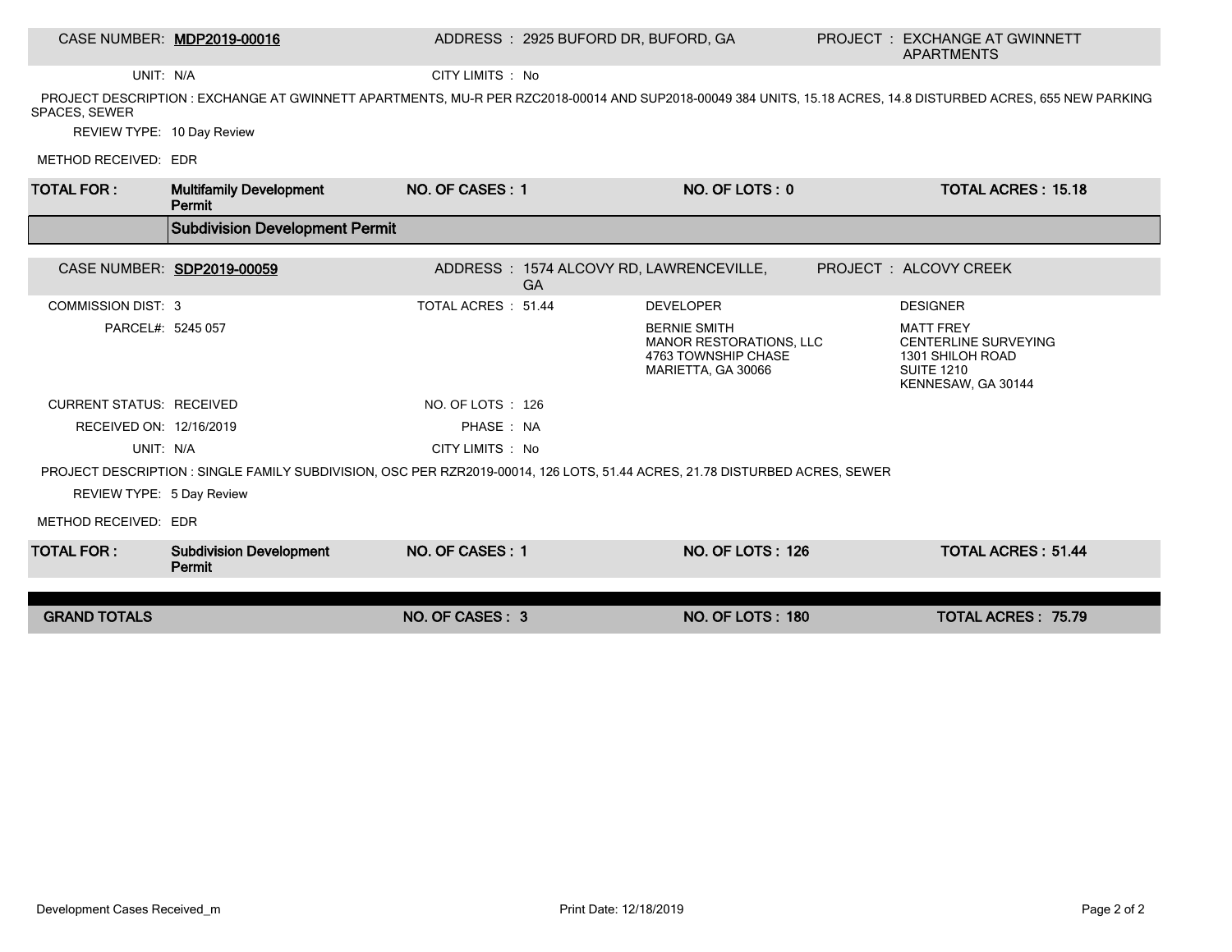| CASE NUMBER: | MDP2019-00016 | ADDRESS : 2925 BUFORD DR, BUFORD, GA | PROJECT : EXCHANGE AT GWINNETT APARTMENTS |
|---|---|---|---|
| UNIT: | N/A | CITY LIMITS : No | |

PROJECT DESCRIPTION : EXCHANGE AT GWINNETT APARTMENTS, MU-R PER RZC2018-00014 AND SUP2018-00049 384 UNITS, 15.18 ACRES, 14.8 DISTURBED ACRES, 655 NEW PARKING SPACES, SEWER

REVIEW TYPE: 10 Day Review

METHOD RECEIVED: EDR

| **TOTAL FOR :** | **Multifamily Development Permit** | **NO. OF CASES : 1** | **NO. OF LOTS : 0** | **TOTAL ACRES : 15.18** |
|---|---|---|---|---|

## Subdivision Development Permit

| CASE NUMBER: | SDP2019-00059 | ADDRESS : 1574 ALCOVY RD, LAWRENCEVILLE, GA | | PROJECT : ALCOVY CREEK |
|---|---|---|---|---|
| COMMISSION DIST: | 3 | TOTAL ACRES : 51.44 | DEVELOPER | DESIGNER |
| PARCEL#: | 5245 057 | | BERNIE SMITH<br>MANOR RESTORATIONS, LLC<br>4763 TOWNSHIP CHASE<br>MARIETTA, GA 30066 | MATT FREY<br>CENTERLINE SURVEYING<br>1301 SHILOH ROAD<br>SUITE 1210<br>KENNESAW, GA 30144 |
| CURRENT STATUS: | RECEIVED | NO. OF LOTS : 126 | | |
| RECEIVED ON: | 12/16/2019 | PHASE : NA | | |
| UNIT: | N/A | CITY LIMITS : No | | |

PROJECT DESCRIPTION : SINGLE FAMILY SUBDIVISION, OSC PER RZR2019-00014, 126 LOTS, 51.44 ACRES, 21.78 DISTURBED ACRES, SEWER

REVIEW TYPE: 5 Day Review

METHOD RECEIVED: EDR

| **TOTAL FOR :** | **Subdivision Development Permit** | **NO. OF CASES : 1** | **NO. OF LOTS : 126** | **TOTAL ACRES : 51.44** |
|---|---|---|---|---|

| **GRAND TOTALS** | **NO. OF CASES : 3** | **NO. OF LOTS : 180** | **TOTAL ACRES : 75.79** |
|---|---|---|---|

Development Cases Received_m

Print Date: 12/18/2019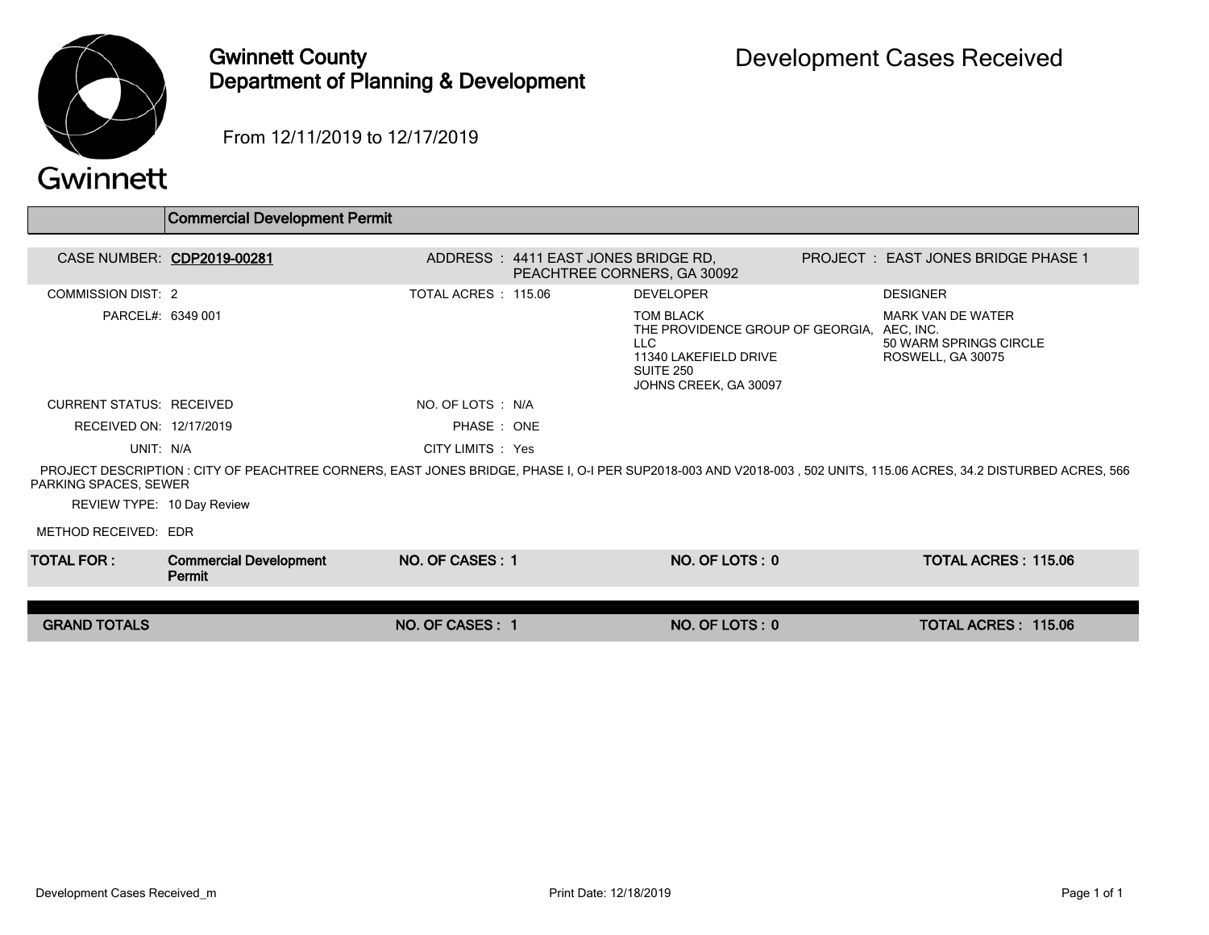# Gwinnett County Department of Planning & Development

## Development Cases Received

From 12/11/2019 to 12/17/2019

### Commercial Development Permit

CASE NUMBER: **CDP2019-00281**

ADDRESS : 4411 EAST JONES BRIDGE RD, PEACHTREE CORNERS, GA 30092

PROJECT : EAST JONES BRIDGE PHASE 1

COMMISSION DIST: 2

TOTAL ACRES : 115.06

PARCEL#: 6349 001

DEVELOPER
TOM BLACK
THE PROVIDENCE GROUP OF GEORGIA, LLC
11340 LAKEFIELD DRIVE
SUITE 250
JOHNS CREEK, GA 30097

DESIGNER
MARK VAN DE WATER
AEC, INC.
50 WARM SPRINGS CIRCLE
ROSWELL, GA 30075

CURRENT STATUS: RECEIVED

NO. OF LOTS : N/A

RECEIVED ON: 12/17/2019

PHASE : ONE

UNIT: N/A

CITY LIMITS : Yes

PROJECT DESCRIPTION : CITY OF PEACHTREE CORNERS, EAST JONES BRIDGE, PHASE I, O-I PER SUP2018-003 AND V2018-003 , 502 UNITS, 115.06 ACRES, 34.2 DISTURBED ACRES, 566 PARKING SPACES, SEWER

REVIEW TYPE: 10 Day Review

METHOD RECEIVED: EDR

| | | | | |
|---|---|---|---|---|
| **TOTAL FOR :** | **Commercial Development Permit** | **NO. OF CASES : 1** | **NO. OF LOTS : 0** | **TOTAL ACRES : 115.06** |
| **GRAND TOTALS** | | **NO. OF CASES : 1** | **NO. OF LOTS : 0** | **TOTAL ACRES : 115.06** |

Development Cases Received_m

Print Date: 12/18/2019